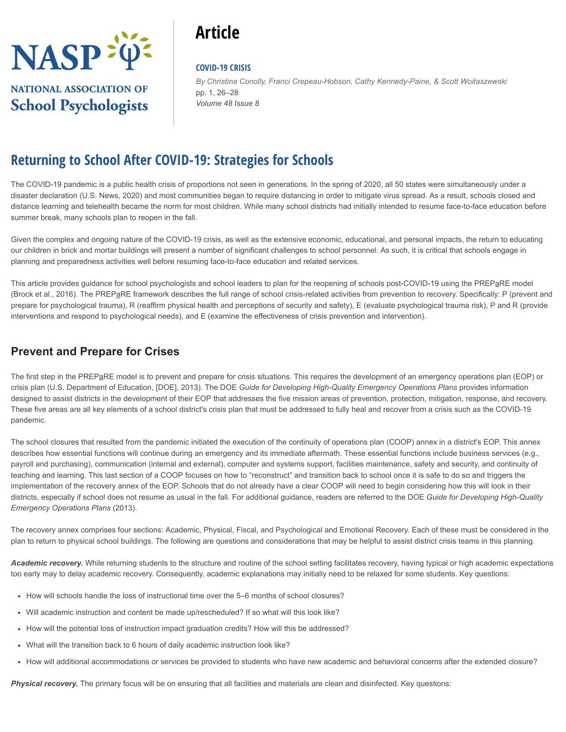# Article

**COVID-19 CRISIS**

*By Christina Conolly, Franci Crepeau-Hobson, Cathy Kennedy-Paine, & Scott Woitaszewski*
pp. 1, 26–28
*Volume 48 Issue 8*

## Returning to School After COVID-19: Strategies for Schools

The COVID-19 pandemic is a public health crisis of proportions not seen in generations. In the spring of 2020, all 50 states were simultaneously under a disaster declaration (U.S. News, 2020) and most communities began to require distancing in order to mitigate virus spread. As a result, schools closed and distance learning and telehealth became the norm for most children. While many school districts had initially intended to resume face-to-face education before summer break, many schools plan to reopen in the fall.

Given the complex and ongoing nature of the COVID-19 crisis, as well as the extensive economic, educational, and personal impacts, the return to educating our children in brick and mortar buildings will present a number of significant challenges to school personnel. As such, it is critical that schools engage in planning and preparedness activities well before resuming face-to-face education and related services.

This article provides guidance for school psychologists and school leaders to plan for the reopening of schools post-COVID-19 using the PREPaRE model (Brock et al., 2016). The PREPaRE framework describes the full range of school crisis-related activities from prevention to recovery. Specifically: P (prevent and prepare for psychological trauma), R (reaffirm physical health and perceptions of security and safety), E (evaluate psychological trauma risk), P and R (provide interventions and respond to psychological needs), and E (examine the effectiveness of crisis prevention and intervention).

### Prevent and Prepare for Crises

The first step in the PREPaRE model is to prevent and prepare for crisis situations. This requires the development of an emergency operations plan (EOP) or crisis plan (U.S. Department of Education, [DOE], 2013). The DOE *Guide for Developing High-Quality Emergency Operations Plans* provides information designed to assist districts in the development of their EOP that addresses the five mission areas of prevention, protection, mitigation, response, and recovery. These five areas are all key elements of a school district's crisis plan that must be addressed to fully heal and recover from a crisis such as the COVID-19 pandemic.

The school closures that resulted from the pandemic initiated the execution of the continuity of operations plan (COOP) annex in a district's EOP. This annex describes how essential functions will continue during an emergency and its immediate aftermath. These essential functions include business services (e.g., payroll and purchasing), communication (internal and external), computer and systems support, facilities maintenance, safety and security, and continuity of teaching and learning. This last section of a COOP focuses on how to "reconstruct" and transition back to school once it is safe to do so and triggers the implementation of the recovery annex of the EOP. Schools that do not already have a clear COOP will need to begin considering how this will look in their districts, especially if school does not resume as usual in the fall. For additional guidance, readers are referred to the DOE *Guide for Developing High-Quality Emergency Operations Plans* (2013).

The recovery annex comprises four sections: Academic, Physical, Fiscal, and Psychological and Emotional Recovery. Each of these must be considered in the plan to return to physical school buildings. The following are questions and considerations that may be helpful to assist district crisis teams in this planning.

***Academic recovery.*** While returning students to the structure and routine of the school setting facilitates recovery, having typical or high academic expectations too early may to delay academic recovery. Consequently, academic explanations may initially need to be relaxed for some students. Key questions:

- How will schools handle the loss of instructional time over the 5–6 months of school closures?
- Will academic instruction and content be made up/rescheduled? If so what will this look like?
- How will the potential loss of instruction impact graduation credits? How will this be addressed?
- What will the transition back to 6 hours of daily academic instruction look like?
- How will additional accommodations or services be provided to students who have new academic and behavioral concerns after the extended closure?

***Physical recovery.*** The primary focus will be on ensuring that all facilities and materials are clean and disinfected. Key questions: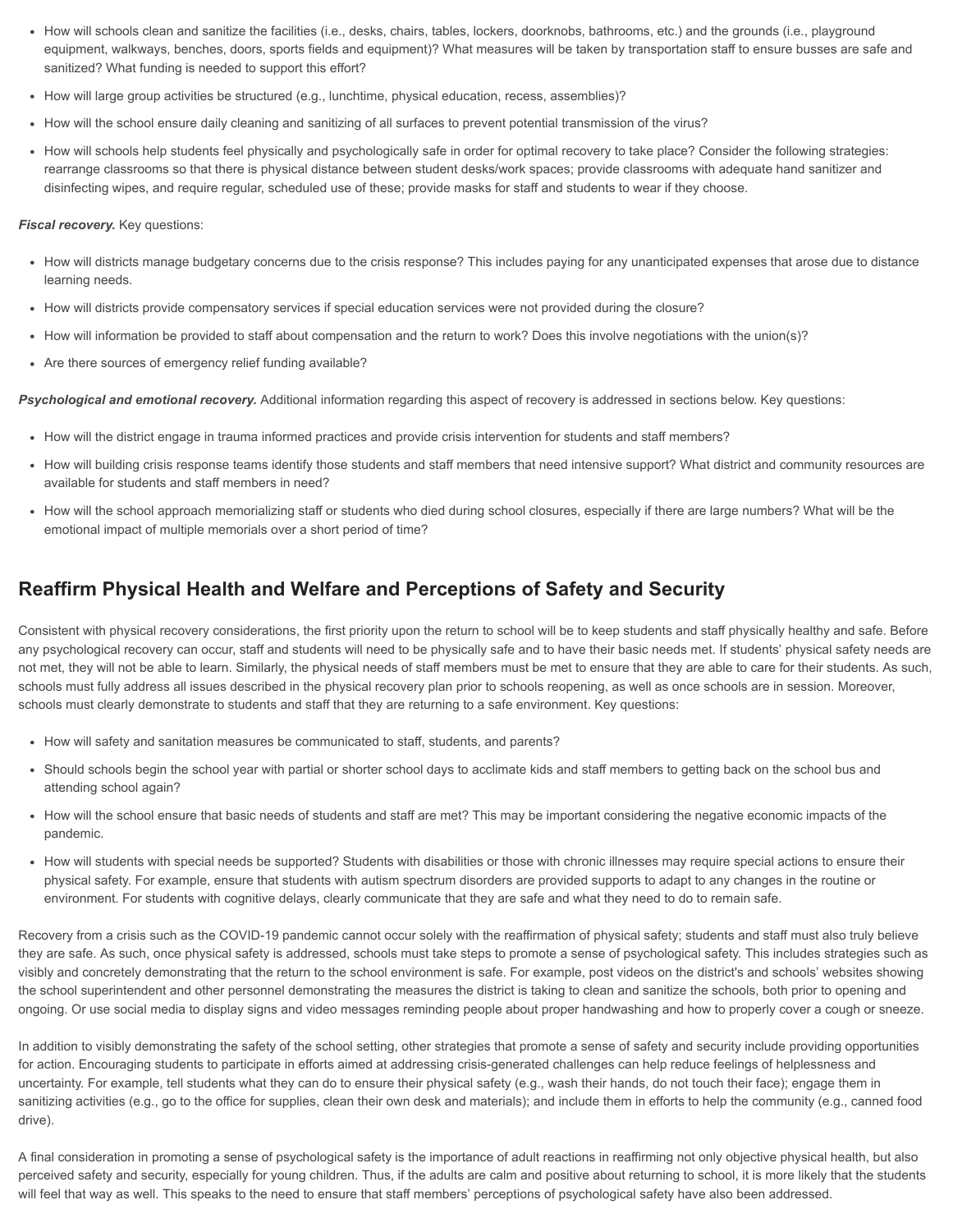- How will schools clean and sanitize the facilities (i.e., desks, chairs, tables, lockers, doorknobs, bathrooms, etc.) and the grounds (i.e., playground equipment, walkways, benches, doors, sports fields and equipment)? What measures will be taken by transportation staff to ensure busses are safe and sanitized? What funding is needed to support this effort?
- How will large group activities be structured (e.g., lunchtime, physical education, recess, assemblies)?
- How will the school ensure daily cleaning and sanitizing of all surfaces to prevent potential transmission of the virus?
- How will schools help students feel physically and psychologically safe in order for optimal recovery to take place? Consider the following strategies: rearrange classrooms so that there is physical distance between student desks/work spaces; provide classrooms with adequate hand sanitizer and disinfecting wipes, and require regular, scheduled use of these; provide masks for staff and students to wear if they choose.

***Fiscal recovery.*** Key questions:

- How will districts manage budgetary concerns due to the crisis response? This includes paying for any unanticipated expenses that arose due to distance learning needs.
- How will districts provide compensatory services if special education services were not provided during the closure?
- How will information be provided to staff about compensation and the return to work? Does this involve negotiations with the union(s)?
- Are there sources of emergency relief funding available?

***Psychological and emotional recovery.*** Additional information regarding this aspect of recovery is addressed in sections below. Key questions:

- How will the district engage in trauma informed practices and provide crisis intervention for students and staff members?
- How will building crisis response teams identify those students and staff members that need intensive support? What district and community resources are available for students and staff members in need?
- How will the school approach memorializing staff or students who died during school closures, especially if there are large numbers? What will be the emotional impact of multiple memorials over a short period of time?

## Reaffirm Physical Health and Welfare and Perceptions of Safety and Security

Consistent with physical recovery considerations, the first priority upon the return to school will be to keep students and staff physically healthy and safe. Before any psychological recovery can occur, staff and students will need to be physically safe and to have their basic needs met. If students' physical safety needs are not met, they will not be able to learn. Similarly, the physical needs of staff members must be met to ensure that they are able to care for their students. As such, schools must fully address all issues described in the physical recovery plan prior to schools reopening, as well as once schools are in session. Moreover, schools must clearly demonstrate to students and staff that they are returning to a safe environment. Key questions:

- How will safety and sanitation measures be communicated to staff, students, and parents?
- Should schools begin the school year with partial or shorter school days to acclimate kids and staff members to getting back on the school bus and attending school again?
- How will the school ensure that basic needs of students and staff are met? This may be important considering the negative economic impacts of the pandemic.
- How will students with special needs be supported? Students with disabilities or those with chronic illnesses may require special actions to ensure their physical safety. For example, ensure that students with autism spectrum disorders are provided supports to adapt to any changes in the routine or environment. For students with cognitive delays, clearly communicate that they are safe and what they need to do to remain safe.

Recovery from a crisis such as the COVID-19 pandemic cannot occur solely with the reaffirmation of physical safety; students and staff must also truly believe they are safe. As such, once physical safety is addressed, schools must take steps to promote a sense of psychological safety. This includes strategies such as visibly and concretely demonstrating that the return to the school environment is safe. For example, post videos on the district's and schools' websites showing the school superintendent and other personnel demonstrating the measures the district is taking to clean and sanitize the schools, both prior to opening and ongoing. Or use social media to display signs and video messages reminding people about proper handwashing and how to properly cover a cough or sneeze.

In addition to visibly demonstrating the safety of the school setting, other strategies that promote a sense of safety and security include providing opportunities for action. Encouraging students to participate in efforts aimed at addressing crisis-generated challenges can help reduce feelings of helplessness and uncertainty. For example, tell students what they can do to ensure their physical safety (e.g., wash their hands, do not touch their face); engage them in sanitizing activities (e.g., go to the office for supplies, clean their own desk and materials); and include them in efforts to help the community (e.g., canned food drive).

A final consideration in promoting a sense of psychological safety is the importance of adult reactions in reaffirming not only objective physical health, but also perceived safety and security, especially for young children. Thus, if the adults are calm and positive about returning to school, it is more likely that the students will feel that way as well. This speaks to the need to ensure that staff members' perceptions of psychological safety have also been addressed.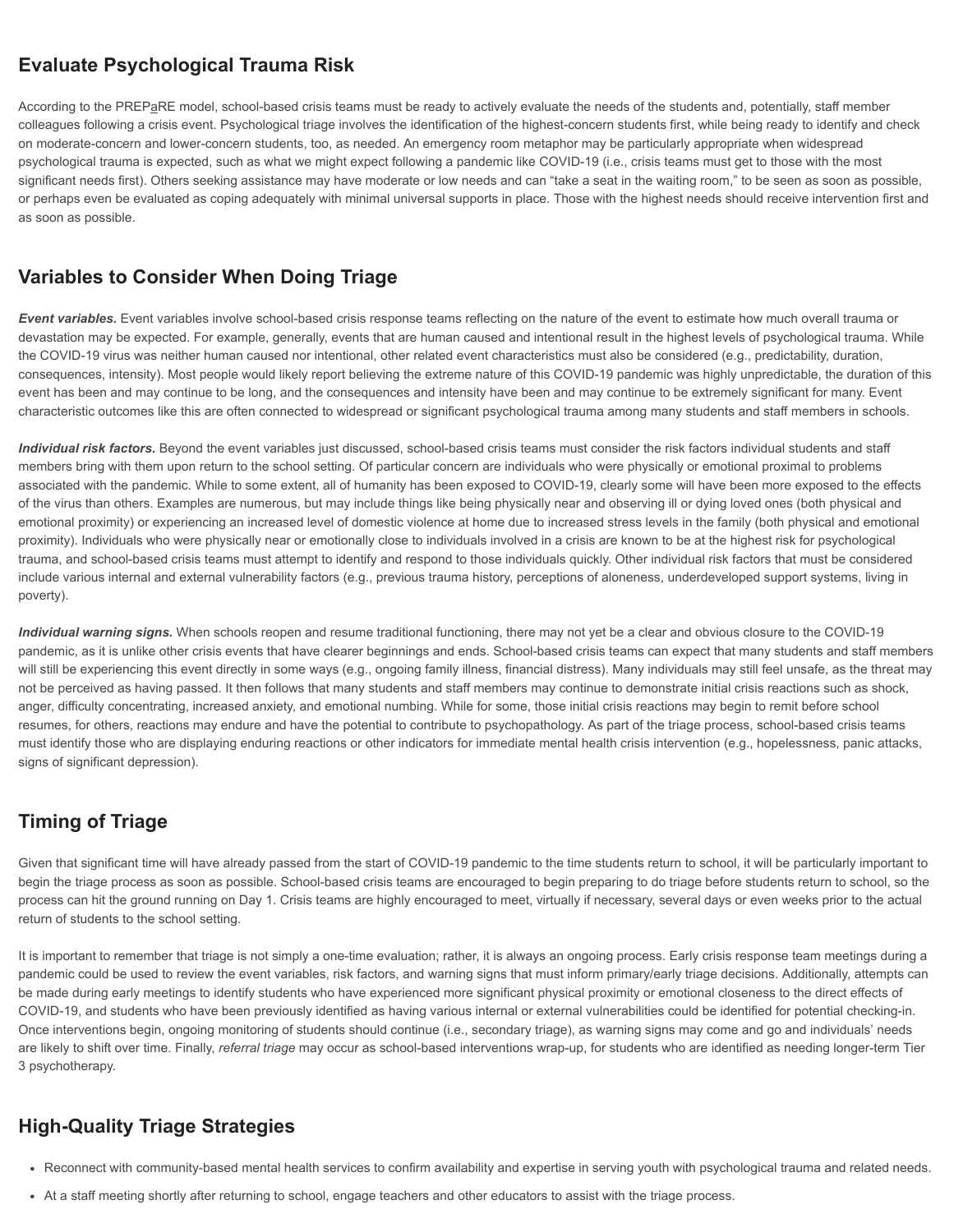## Evaluate Psychological Trauma Risk

According to the PREPaRE model, school-based crisis teams must be ready to actively evaluate the needs of the students and, potentially, staff member colleagues following a crisis event. Psychological triage involves the identification of the highest-concern students first, while being ready to identify and check on moderate-concern and lower-concern students, too, as needed. An emergency room metaphor may be particularly appropriate when widespread psychological trauma is expected, such as what we might expect following a pandemic like COVID-19 (i.e., crisis teams must get to those with the most significant needs first). Others seeking assistance may have moderate or low needs and can "take a seat in the waiting room," to be seen as soon as possible, or perhaps even be evaluated as coping adequately with minimal universal supports in place. Those with the highest needs should receive intervention first and as soon as possible.

## Variables to Consider When Doing Triage

***Event variables.*** Event variables involve school-based crisis response teams reflecting on the nature of the event to estimate how much overall trauma or devastation may be expected. For example, generally, events that are human caused and intentional result in the highest levels of psychological trauma. While the COVID-19 virus was neither human caused nor intentional, other related event characteristics must also be considered (e.g., predictability, duration, consequences, intensity). Most people would likely report believing the extreme nature of this COVID-19 pandemic was highly unpredictable, the duration of this event has been and may continue to be long, and the consequences and intensity have been and may continue to be extremely significant for many. Event characteristic outcomes like this are often connected to widespread or significant psychological trauma among many students and staff members in schools.

***Individual risk factors.*** Beyond the event variables just discussed, school-based crisis teams must consider the risk factors individual students and staff members bring with them upon return to the school setting. Of particular concern are individuals who were physically or emotional proximal to problems associated with the pandemic. While to some extent, all of humanity has been exposed to COVID-19, clearly some will have been more exposed to the effects of the virus than others. Examples are numerous, but may include things like being physically near and observing ill or dying loved ones (both physical and emotional proximity) or experiencing an increased level of domestic violence at home due to increased stress levels in the family (both physical and emotional proximity). Individuals who were physically near or emotionally close to individuals involved in a crisis are known to be at the highest risk for psychological trauma, and school-based crisis teams must attempt to identify and respond to those individuals quickly. Other individual risk factors that must be considered include various internal and external vulnerability factors (e.g., previous trauma history, perceptions of aloneness, underdeveloped support systems, living in poverty).

***Individual warning signs.*** When schools reopen and resume traditional functioning, there may not yet be a clear and obvious closure to the COVID-19 pandemic, as it is unlike other crisis events that have clearer beginnings and ends. School-based crisis teams can expect that many students and staff members will still be experiencing this event directly in some ways (e.g., ongoing family illness, financial distress). Many individuals may still feel unsafe, as the threat may not be perceived as having passed. It then follows that many students and staff members may continue to demonstrate initial crisis reactions such as shock, anger, difficulty concentrating, increased anxiety, and emotional numbing. While for some, those initial crisis reactions may begin to remit before school resumes, for others, reactions may endure and have the potential to contribute to psychopathology. As part of the triage process, school-based crisis teams must identify those who are displaying enduring reactions or other indicators for immediate mental health crisis intervention (e.g., hopelessness, panic attacks, signs of significant depression).

## Timing of Triage

Given that significant time will have already passed from the start of COVID-19 pandemic to the time students return to school, it will be particularly important to begin the triage process as soon as possible. School-based crisis teams are encouraged to begin preparing to do triage before students return to school, so the process can hit the ground running on Day 1. Crisis teams are highly encouraged to meet, virtually if necessary, several days or even weeks prior to the actual return of students to the school setting.

It is important to remember that triage is not simply a one-time evaluation; rather, it is always an ongoing process. Early crisis response team meetings during a pandemic could be used to review the event variables, risk factors, and warning signs that must inform primary/early triage decisions. Additionally, attempts can be made during early meetings to identify students who have experienced more significant physical proximity or emotional closeness to the direct effects of COVID-19, and students who have been previously identified as having various internal or external vulnerabilities could be identified for potential checking-in. Once interventions begin, ongoing monitoring of students should continue (i.e., secondary triage), as warning signs may come and go and individuals' needs are likely to shift over time. Finally, *referral triage* may occur as school-based interventions wrap-up, for students who are identified as needing longer-term Tier 3 psychotherapy.

## High-Quality Triage Strategies

- Reconnect with community-based mental health services to confirm availability and expertise in serving youth with psychological trauma and related needs.
- At a staff meeting shortly after returning to school, engage teachers and other educators to assist with the triage process.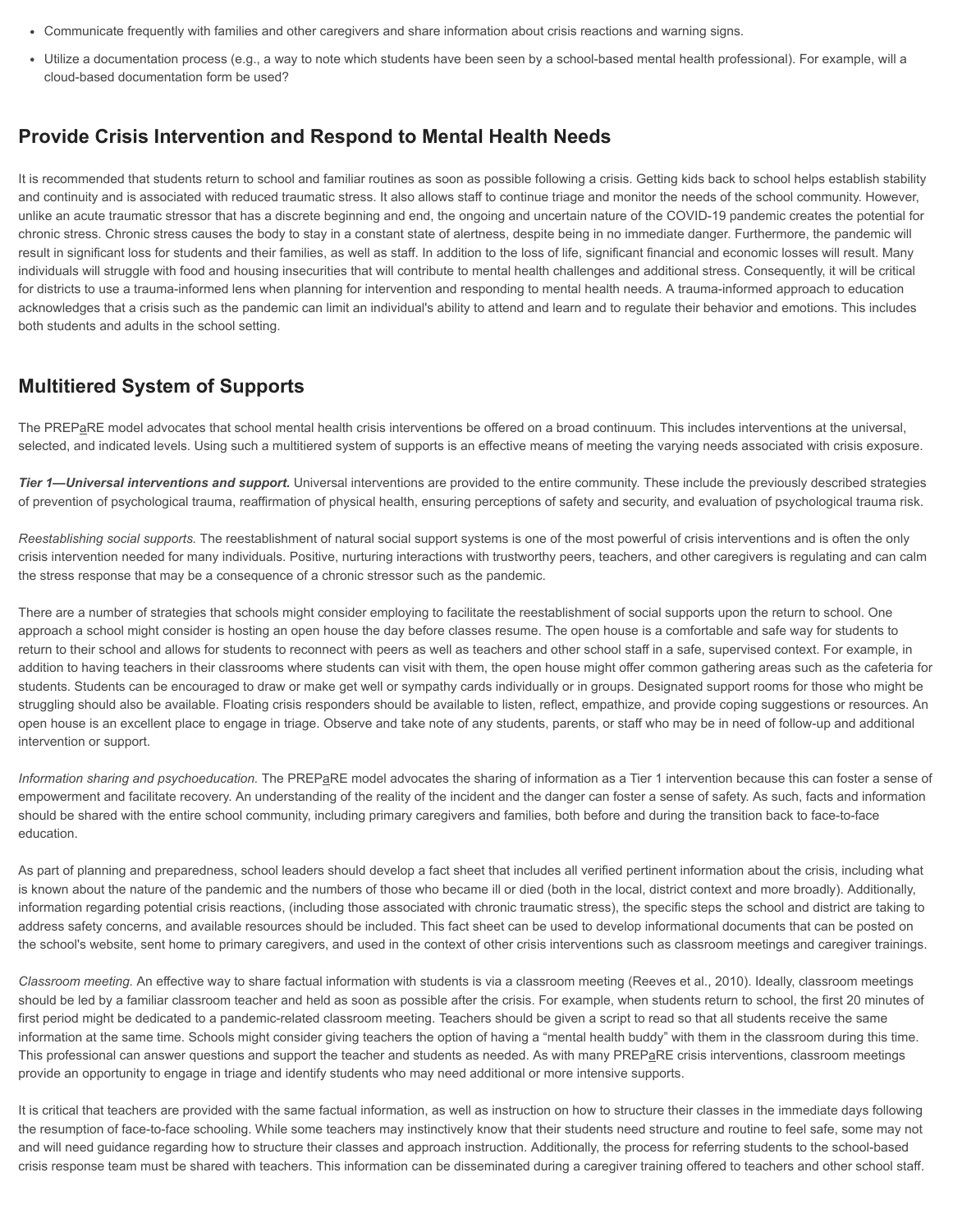- Communicate frequently with families and other caregivers and share information about crisis reactions and warning signs.
- Utilize a documentation process (e.g., a way to note which students have been seen by a school-based mental health professional). For example, will a cloud-based documentation form be used?

## Provide Crisis Intervention and Respond to Mental Health Needs

It is recommended that students return to school and familiar routines as soon as possible following a crisis. Getting kids back to school helps establish stability and continuity and is associated with reduced traumatic stress. It also allows staff to continue triage and monitor the needs of the school community. However, unlike an acute traumatic stressor that has a discrete beginning and end, the ongoing and uncertain nature of the COVID-19 pandemic creates the potential for chronic stress. Chronic stress causes the body to stay in a constant state of alertness, despite being in no immediate danger. Furthermore, the pandemic will result in significant loss for students and their families, as well as staff. In addition to the loss of life, significant financial and economic losses will result. Many individuals will struggle with food and housing insecurities that will contribute to mental health challenges and additional stress. Consequently, it will be critical for districts to use a trauma-informed lens when planning for intervention and responding to mental health needs. A trauma-informed approach to education acknowledges that a crisis such as the pandemic can limit an individual's ability to attend and learn and to regulate their behavior and emotions. This includes both students and adults in the school setting.

## Multitiered System of Supports

The PREPaRE model advocates that school mental health crisis interventions be offered on a broad continuum. This includes interventions at the universal, selected, and indicated levels. Using such a multitiered system of supports is an effective means of meeting the varying needs associated with crisis exposure.

***Tier 1—Universal interventions and support.*** Universal interventions are provided to the entire community. These include the previously described strategies of prevention of psychological trauma, reaffirmation of physical health, ensuring perceptions of safety and security, and evaluation of psychological trauma risk.

*Reestablishing social supports.* The reestablishment of natural social support systems is one of the most powerful of crisis interventions and is often the only crisis intervention needed for many individuals. Positive, nurturing interactions with trustworthy peers, teachers, and other caregivers is regulating and can calm the stress response that may be a consequence of a chronic stressor such as the pandemic.

There are a number of strategies that schools might consider employing to facilitate the reestablishment of social supports upon the return to school. One approach a school might consider is hosting an open house the day before classes resume. The open house is a comfortable and safe way for students to return to their school and allows for students to reconnect with peers as well as teachers and other school staff in a safe, supervised context. For example, in addition to having teachers in their classrooms where students can visit with them, the open house might offer common gathering areas such as the cafeteria for students. Students can be encouraged to draw or make get well or sympathy cards individually or in groups. Designated support rooms for those who might be struggling should also be available. Floating crisis responders should be available to listen, reflect, empathize, and provide coping suggestions or resources. An open house is an excellent place to engage in triage. Observe and take note of any students, parents, or staff who may be in need of follow-up and additional intervention or support.

*Information sharing and psychoeducation.* The PREPaRE model advocates the sharing of information as a Tier 1 intervention because this can foster a sense of empowerment and facilitate recovery. An understanding of the reality of the incident and the danger can foster a sense of safety. As such, facts and information should be shared with the entire school community, including primary caregivers and families, both before and during the transition back to face-to-face education.

As part of planning and preparedness, school leaders should develop a fact sheet that includes all verified pertinent information about the crisis, including what is known about the nature of the pandemic and the numbers of those who became ill or died (both in the local, district context and more broadly). Additionally, information regarding potential crisis reactions, (including those associated with chronic traumatic stress), the specific steps the school and district are taking to address safety concerns, and available resources should be included. This fact sheet can be used to develop informational documents that can be posted on the school's website, sent home to primary caregivers, and used in the context of other crisis interventions such as classroom meetings and caregiver trainings.

*Classroom meeting.* An effective way to share factual information with students is via a classroom meeting (Reeves et al., 2010). Ideally, classroom meetings should be led by a familiar classroom teacher and held as soon as possible after the crisis. For example, when students return to school, the first 20 minutes of first period might be dedicated to a pandemic-related classroom meeting. Teachers should be given a script to read so that all students receive the same information at the same time. Schools might consider giving teachers the option of having a "mental health buddy" with them in the classroom during this time. This professional can answer questions and support the teacher and students as needed. As with many PREPaRE crisis interventions, classroom meetings provide an opportunity to engage in triage and identify students who may need additional or more intensive supports.

It is critical that teachers are provided with the same factual information, as well as instruction on how to structure their classes in the immediate days following the resumption of face-to-face schooling. While some teachers may instinctively know that their students need structure and routine to feel safe, some may not and will need guidance regarding how to structure their classes and approach instruction. Additionally, the process for referring students to the school-based crisis response team must be shared with teachers. This information can be disseminated during a caregiver training offered to teachers and other school staff.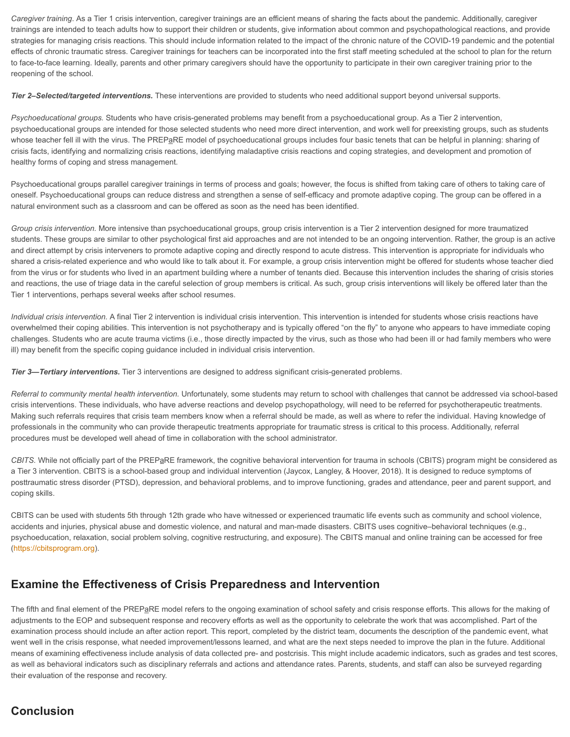*Caregiver training*. As a Tier 1 crisis intervention, caregiver trainings are an efficient means of sharing the facts about the pandemic. Additionally, caregiver trainings are intended to teach adults how to support their children or students, give information about common and psychopathological reactions, and provide strategies for managing crisis reactions. This should include information related to the impact of the chronic nature of the COVID-19 pandemic and the potential effects of chronic traumatic stress. Caregiver trainings for teachers can be incorporated into the first staff meeting scheduled at the school to plan for the return to face-to-face learning. Ideally, parents and other primary caregivers should have the opportunity to participate in their own caregiver training prior to the reopening of the school.

***Tier 2–Selected/targeted interventions.*** These interventions are provided to students who need additional support beyond universal supports.

*Psychoeducational groups.* Students who have crisis-generated problems may benefit from a psychoeducational group. As a Tier 2 intervention, psychoeducational groups are intended for those selected students who need more direct intervention, and work well for preexisting groups, such as students whose teacher fell ill with the virus. The PREPaRE model of psychoeducational groups includes four basic tenets that can be helpful in planning: sharing of crisis facts, identifying and normalizing crisis reactions, identifying maladaptive crisis reactions and coping strategies, and development and promotion of healthy forms of coping and stress management.

Psychoeducational groups parallel caregiver trainings in terms of process and goals; however, the focus is shifted from taking care of others to taking care of oneself. Psychoeducational groups can reduce distress and strengthen a sense of self-efficacy and promote adaptive coping. The group can be offered in a natural environment such as a classroom and can be offered as soon as the need has been identified.

*Group crisis intervention.* More intensive than psychoeducational groups, group crisis intervention is a Tier 2 intervention designed for more traumatized students. These groups are similar to other psychological first aid approaches and are not intended to be an ongoing intervention. Rather, the group is an active and direct attempt by crisis interveners to promote adaptive coping and directly respond to acute distress. This intervention is appropriate for individuals who shared a crisis-related experience and who would like to talk about it. For example, a group crisis intervention might be offered for students whose teacher died from the virus or for students who lived in an apartment building where a number of tenants died. Because this intervention includes the sharing of crisis stories and reactions, the use of triage data in the careful selection of group members is critical. As such, group crisis interventions will likely be offered later than the Tier 1 interventions, perhaps several weeks after school resumes.

*Individual crisis intervention.* A final Tier 2 intervention is individual crisis intervention. This intervention is intended for students whose crisis reactions have overwhelmed their coping abilities. This intervention is not psychotherapy and is typically offered "on the fly" to anyone who appears to have immediate coping challenges. Students who are acute trauma victims (i.e., those directly impacted by the virus, such as those who had been ill or had family members who were ill) may benefit from the specific coping guidance included in individual crisis intervention.

***Tier 3—Tertiary interventions.*** Tier 3 interventions are designed to address significant crisis-generated problems.

*Referral to community mental health intervention.* Unfortunately, some students may return to school with challenges that cannot be addressed via school-based crisis interventions. These individuals, who have adverse reactions and develop psychopathology, will need to be referred for psychotherapeutic treatments. Making such referrals requires that crisis team members know when a referral should be made, as well as where to refer the individual. Having knowledge of professionals in the community who can provide therapeutic treatments appropriate for traumatic stress is critical to this process. Additionally, referral procedures must be developed well ahead of time in collaboration with the school administrator.

*CBITS.* While not officially part of the PREPaRE framework, the cognitive behavioral intervention for trauma in schools (CBITS) program might be considered as a Tier 3 intervention. CBITS is a school-based group and individual intervention (Jaycox, Langley, & Hoover, 2018). It is designed to reduce symptoms of posttraumatic stress disorder (PTSD), depression, and behavioral problems, and to improve functioning, grades and attendance, peer and parent support, and coping skills.

CBITS can be used with students 5th through 12th grade who have witnessed or experienced traumatic life events such as community and school violence, accidents and injuries, physical abuse and domestic violence, and natural and man-made disasters. CBITS uses cognitive–behavioral techniques (e.g., psychoeducation, relaxation, social problem solving, cognitive restructuring, and exposure). The CBITS manual and online training can be accessed for free (https://cbitsprogram.org).

## Examine the Effectiveness of Crisis Preparedness and Intervention

The fifth and final element of the PREPaRE model refers to the ongoing examination of school safety and crisis response efforts. This allows for the making of adjustments to the EOP and subsequent response and recovery efforts as well as the opportunity to celebrate the work that was accomplished. Part of the examination process should include an after action report. This report, completed by the district team, documents the description of the pandemic event, what went well in the crisis response, what needed improvement/lessons learned, and what are the next steps needed to improve the plan in the future. Additional means of examining effectiveness include analysis of data collected pre- and postcrisis. This might include academic indicators, such as grades and test scores, as well as behavioral indicators such as disciplinary referrals and actions and attendance rates. Parents, students, and staff can also be surveyed regarding their evaluation of the response and recovery.

## Conclusion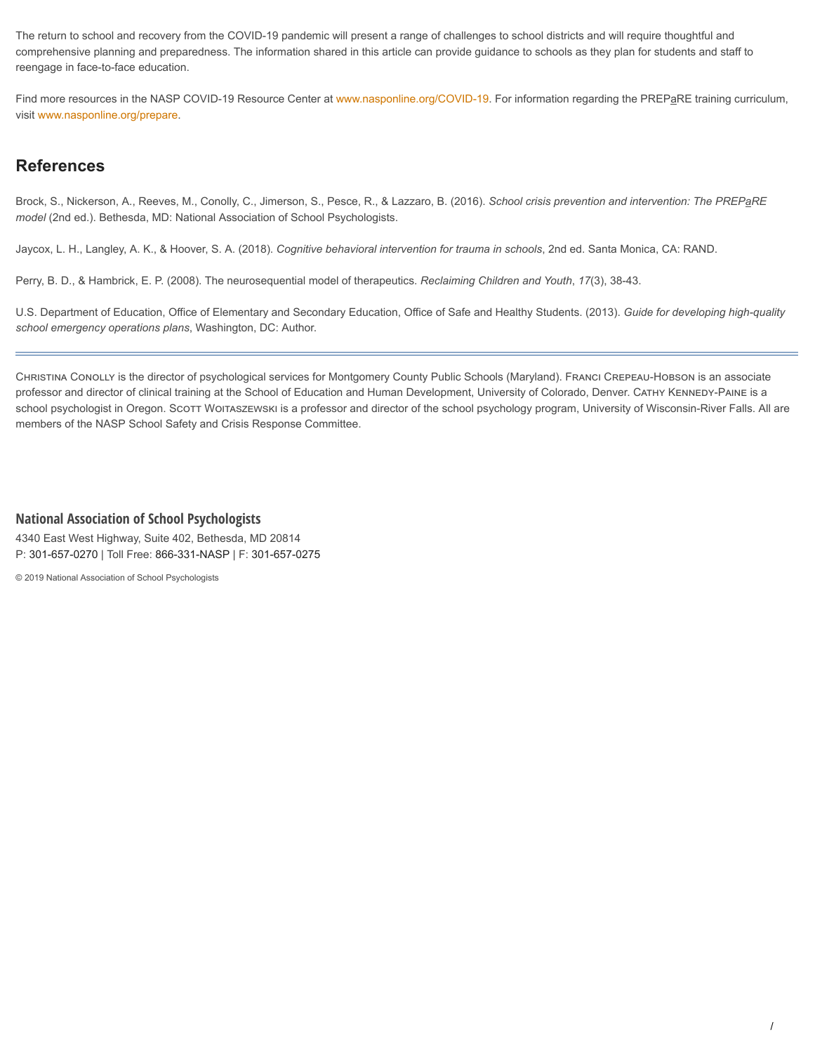The return to school and recovery from the COVID-19 pandemic will present a range of challenges to school districts and will require thoughtful and comprehensive planning and preparedness. The information shared in this article can provide guidance to schools as they plan for students and staff to reengage in face-to-face education.

Find more resources in the NASP COVID-19 Resource Center at www.nasponline.org/COVID-19. For information regarding the PREPaRE training curriculum, visit www.nasponline.org/prepare.

## References

Brock, S., Nickerson, A., Reeves, M., Conolly, C., Jimerson, S., Pesce, R., & Lazzaro, B. (2016). *School crisis prevention and intervention: The PREPaRE model* (2nd ed.). Bethesda, MD: National Association of School Psychologists.

Jaycox, L. H., Langley, A. K., & Hoover, S. A. (2018). *Cognitive behavioral intervention for trauma in schools*, 2nd ed. Santa Monica, CA: RAND.

Perry, B. D., & Hambrick, E. P. (2008). The neurosequential model of therapeutics. *Reclaiming Children and Youth*, *17*(3), 38-43.

U.S. Department of Education, Office of Elementary and Secondary Education, Office of Safe and Healthy Students. (2013). *Guide for developing high-quality school emergency operations plans*, Washington, DC: Author.

---

Christina Conolly is the director of psychological services for Montgomery County Public Schools (Maryland). Franci Crepeau-Hobson is an associate professor and director of clinical training at the School of Education and Human Development, University of Colorado, Denver. Cathy Kennedy-Paine is a school psychologist in Oregon. Scott Woitaszewski is a professor and director of the school psychology program, University of Wisconsin-River Falls. All are members of the NASP School Safety and Crisis Response Committee.

**National Association of School Psychologists**

4340 East West Highway, Suite 402, Bethesda, MD 20814
P: 301-657-0270 | Toll Free: 866-331-NASP | F: 301-657-0275

© 2019 National Association of School Psychologists